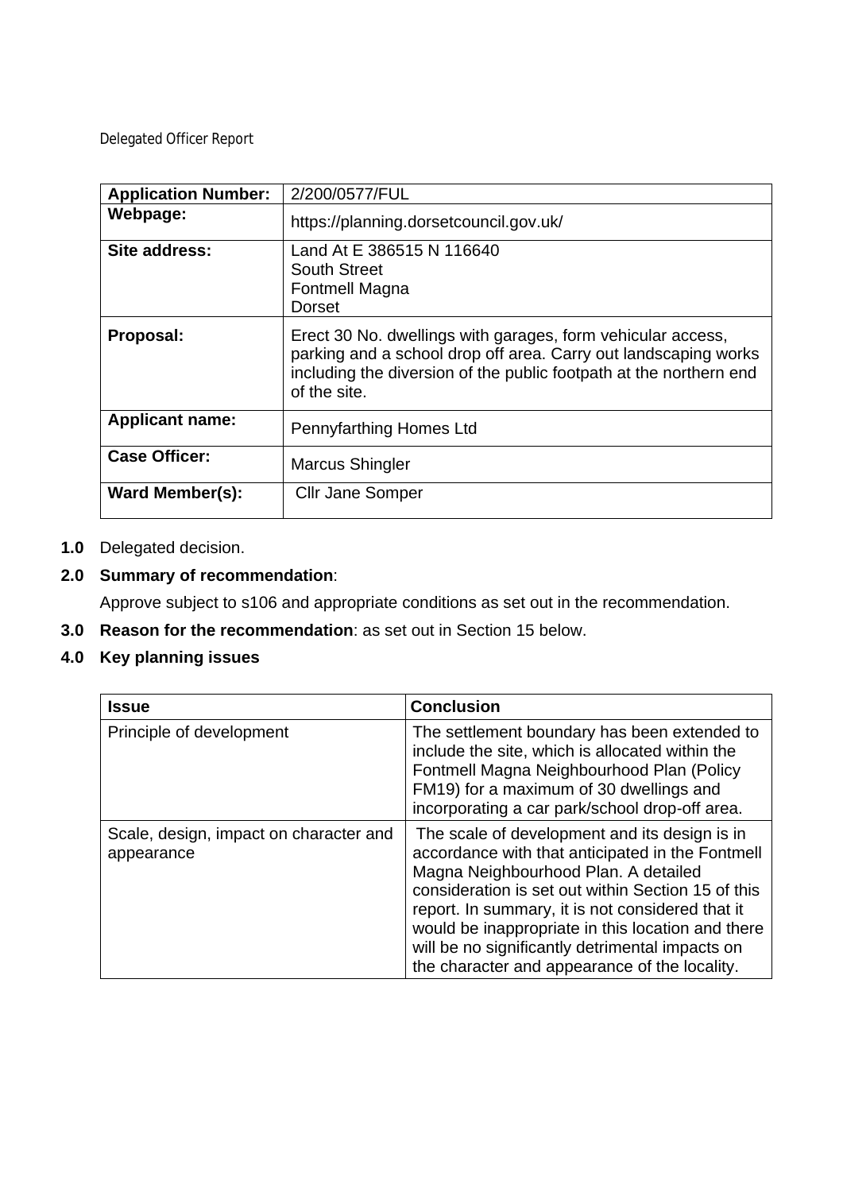Delegated Officer Report

| **Application Number:** | 2/200/0577/FUL |
|---|---|
| **Webpage:** | https://planning.dorsetcouncil.gov.uk/ |
| **Site address:** | Land At E 386515 N 116640<br>South Street<br>Fontmell Magna<br>Dorset |
| **Proposal:** | Erect 30 No. dwellings with garages, form vehicular access, parking and a school drop off area. Carry out landscaping works including the diversion of the public footpath at the northern end of the site. |
| **Applicant name:** | Pennyfarthing Homes Ltd |
| **Case Officer:** | Marcus Shingler |
| **Ward Member(s):** | Cllr Jane Somper |

**1.0** Delegated decision.

**2.0** **Summary of recommendation**:

Approve subject to s106 and appropriate conditions as set out in the recommendation.

**3.0** **Reason for the recommendation**: as set out in Section 15 below.

**4.0** **Key planning issues**

| **Issue** | **Conclusion** |
|---|---|
| Principle of development | The settlement boundary has been extended to include the site, which is allocated within the Fontmell Magna Neighbourhood Plan (Policy FM19) for a maximum of 30 dwellings and incorporating a car park/school drop-off area. |
| Scale, design, impact on character and appearance | The scale of development and its design is in accordance with that anticipated in the Fontmell Magna Neighbourhood Plan. A detailed consideration is set out within Section 15 of this report. In summary, it is not considered that it would be inappropriate in this location and there will be no significantly detrimental impacts on the character and appearance of the locality. |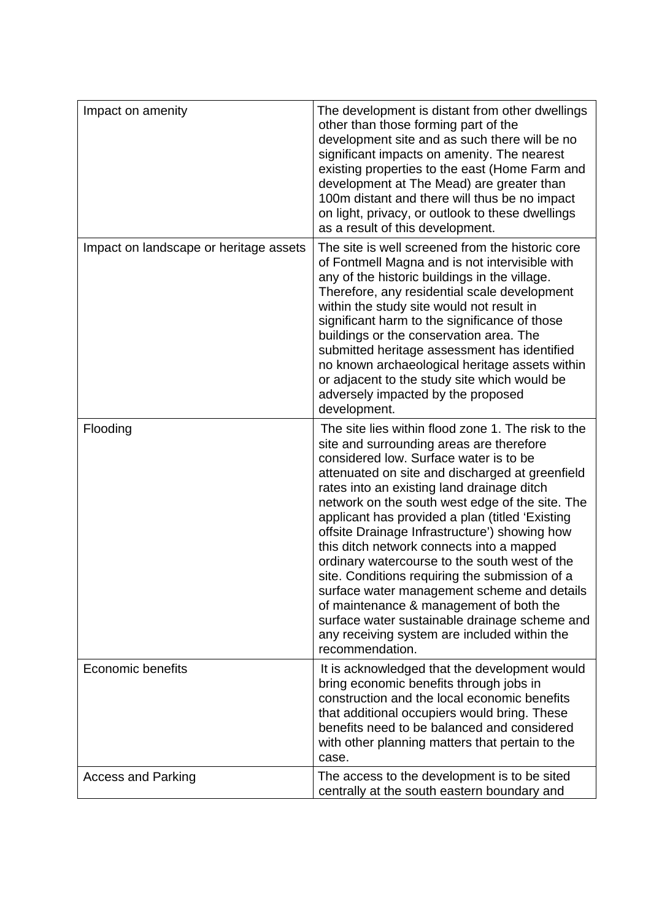| | |
|---|---|
| Impact on amenity | The development is distant from other dwellings other than those forming part of the development site and as such there will be no significant impacts on amenity. The nearest existing properties to the east (Home Farm and development at The Mead) are greater than 100m distant and there will thus be no impact on light, privacy, or outlook to these dwellings as a result of this development. |
| Impact on landscape or heritage assets | The site is well screened from the historic core of Fontmell Magna and is not intervisible with any of the historic buildings in the village. Therefore, any residential scale development within the study site would not result in significant harm to the significance of those buildings or the conservation area. The submitted heritage assessment has identified no known archaeological heritage assets within or adjacent to the study site which would be adversely impacted by the proposed development. |
| Flooding | The site lies within flood zone 1. The risk to the site and surrounding areas are therefore considered low. Surface water is to be attenuated on site and discharged at greenfield rates into an existing land drainage ditch network on the south west edge of the site. The applicant has provided a plan (titled 'Existing offsite Drainage Infrastructure') showing how this ditch network connects into a mapped ordinary watercourse to the south west of the site. Conditions requiring the submission of a surface water management scheme and details of maintenance & management of both the surface water sustainable drainage scheme and any receiving system are included within the recommendation. |
| Economic benefits | It is acknowledged that the development would bring economic benefits through jobs in construction and the local economic benefits that additional occupiers would bring. These benefits need to be balanced and considered with other planning matters that pertain to the case. |
| Access and Parking | The access to the development is to be sited centrally at the south eastern boundary and |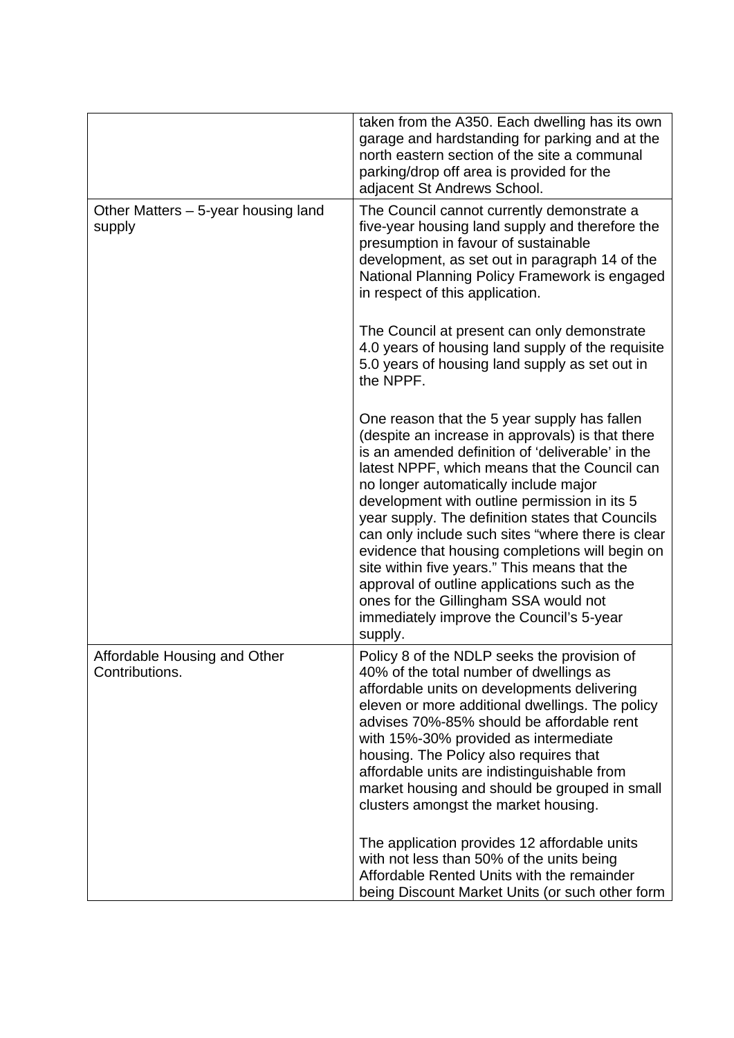| | |
|---|---|
| | taken from the A350. Each dwelling has its own garage and hardstanding for parking and at the north eastern section of the site a communal parking/drop off area is provided for the adjacent St Andrews School. |
| Other Matters – 5-year housing land supply | The Council cannot currently demonstrate a five-year housing land supply and therefore the presumption in favour of sustainable development, as set out in paragraph 14 of the National Planning Policy Framework is engaged in respect of this application.<br><br>The Council at present can only demonstrate 4.0 years of housing land supply of the requisite 5.0 years of housing land supply as set out in the NPPF.<br><br>One reason that the 5 year supply has fallen (despite an increase in approvals) is that there is an amended definition of 'deliverable' in the latest NPPF, which means that the Council can no longer automatically include major development with outline permission in its 5 year supply. The definition states that Councils can only include such sites "where there is clear evidence that housing completions will begin on site within five years." This means that the approval of outline applications such as the ones for the Gillingham SSA would not immediately improve the Council's 5-year supply. |
| Affordable Housing and Other Contributions. | Policy 8 of the NDLP seeks the provision of 40% of the total number of dwellings as affordable units on developments delivering eleven or more additional dwellings. The policy advises 70%-85% should be affordable rent with 15%-30% provided as intermediate housing. The Policy also requires that affordable units are indistinguishable from market housing and should be grouped in small clusters amongst the market housing.<br><br>The application provides 12 affordable units with not less than 50% of the units being Affordable Rented Units with the remainder being Discount Market Units (or such other form |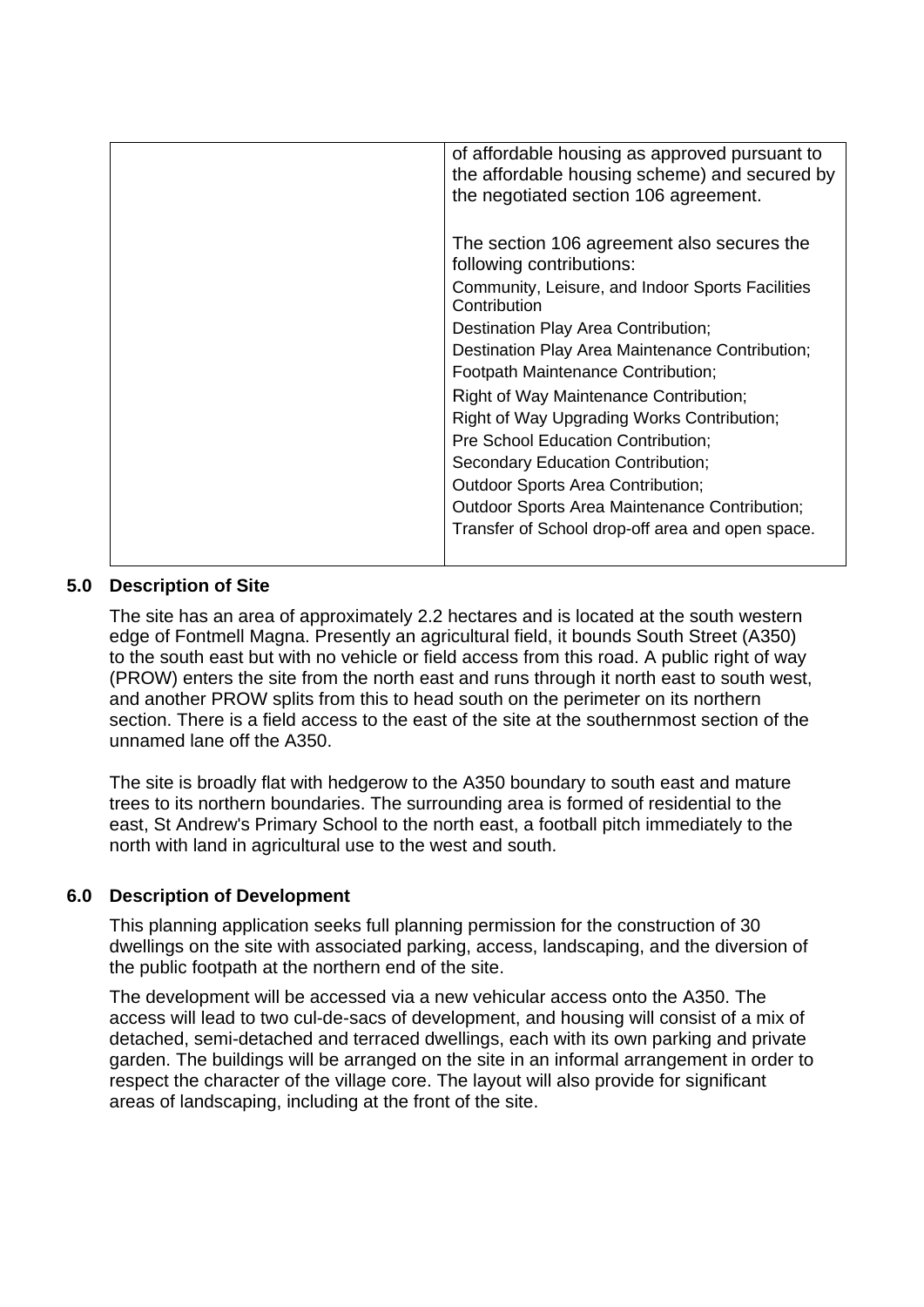| | of affordable housing as approved pursuant to the affordable housing scheme) and secured by the negotiated section 106 agreement.<br><br>The section 106 agreement also secures the following contributions:<br>Community, Leisure, and Indoor Sports Facilities Contribution<br>Destination Play Area Contribution;<br>Destination Play Area Maintenance Contribution;<br>Footpath Maintenance Contribution;<br>Right of Way Maintenance Contribution;<br>Right of Way Upgrading Works Contribution;<br>Pre School Education Contribution;<br>Secondary Education Contribution;<br>Outdoor Sports Area Contribution;<br>Outdoor Sports Area Maintenance Contribution;<br>Transfer of School drop-off area and open space. |
|---|---|

## 5.0 Description of Site

The site has an area of approximately 2.2 hectares and is located at the south western edge of Fontmell Magna. Presently an agricultural field, it bounds South Street (A350) to the south east but with no vehicle or field access from this road. A public right of way (PROW) enters the site from the north east and runs through it north east to south west, and another PROW splits from this to head south on the perimeter on its northern section. There is a field access to the east of the site at the southernmost section of the unnamed lane off the A350.

The site is broadly flat with hedgerow to the A350 boundary to south east and mature trees to its northern boundaries. The surrounding area is formed of residential to the east, St Andrew's Primary School to the north east, a football pitch immediately to the north with land in agricultural use to the west and south.

## 6.0 Description of Development

This planning application seeks full planning permission for the construction of 30 dwellings on the site with associated parking, access, landscaping, and the diversion of the public footpath at the northern end of the site.

The development will be accessed via a new vehicular access onto the A350. The access will lead to two cul-de-sacs of development, and housing will consist of a mix of detached, semi-detached and terraced dwellings, each with its own parking and private garden. The buildings will be arranged on the site in an informal arrangement in order to respect the character of the village core. The layout will also provide for significant areas of landscaping, including at the front of the site.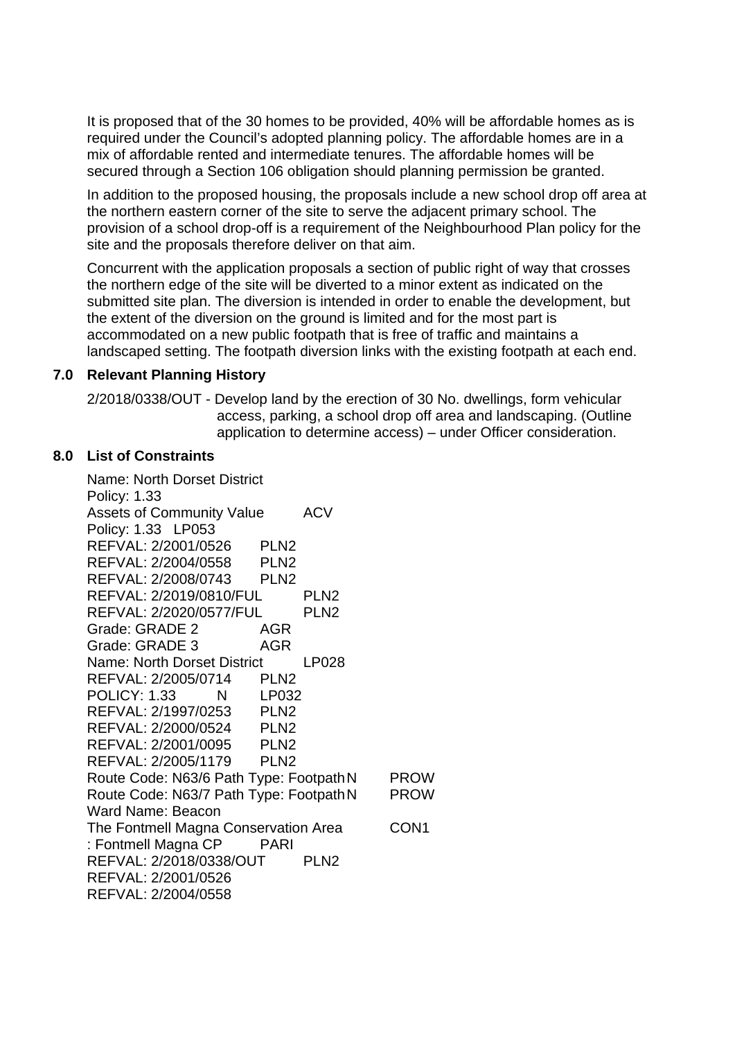It is proposed that of the 30 homes to be provided, 40% will be affordable homes as is required under the Council's adopted planning policy. The affordable homes are in a mix of affordable rented and intermediate tenures. The affordable homes will be secured through a Section 106 obligation should planning permission be granted.

In addition to the proposed housing, the proposals include a new school drop off area at the northern eastern corner of the site to serve the adjacent primary school. The provision of a school drop-off is a requirement of the Neighbourhood Plan policy for the site and the proposals therefore deliver on that aim.

Concurrent with the application proposals a section of public right of way that crosses the northern edge of the site will be diverted to a minor extent as indicated on the submitted site plan. The diversion is intended in order to enable the development, but the extent of the diversion on the ground is limited and for the most part is accommodated on a new public footpath that is free of traffic and maintains a landscaped setting. The footpath diversion links with the existing footpath at each end.

## 7.0 Relevant Planning History

2/2018/0338/OUT - Develop land by the erection of 30 No. dwellings, form vehicular access, parking, a school drop off area and landscaping. (Outline application to determine access) – under Officer consideration.

## 8.0 List of Constraints

Name: North Dorset District
Policy: 1.33
Assets of Community Value ACV
Policy: 1.33 LP053
REFVAL: 2/2001/0526 PLN2
REFVAL: 2/2004/0558 PLN2
REFVAL: 2/2008/0743 PLN2
REFVAL: 2/2019/0810/FUL PLN2
REFVAL: 2/2020/0577/FUL PLN2
Grade: GRADE 2 AGR
Grade: GRADE 3 AGR
Name: North Dorset District LP028
REFVAL: 2/2005/0714 PLN2
POLICY: 1.33 N LP032
REFVAL: 2/1997/0253 PLN2
REFVAL: 2/2000/0524 PLN2
REFVAL: 2/2001/0095 PLN2
REFVAL: 2/2005/1179 PLN2
Route Code: N63/6 Path Type: Footpath N PROW
Route Code: N63/7 Path Type: Footpath N PROW
Ward Name: Beacon
The Fontmell Magna Conservation Area CON1
: Fontmell Magna CP PARI
REFVAL: 2/2018/0338/OUT PLN2
REFVAL: 2/2001/0526
REFVAL: 2/2004/0558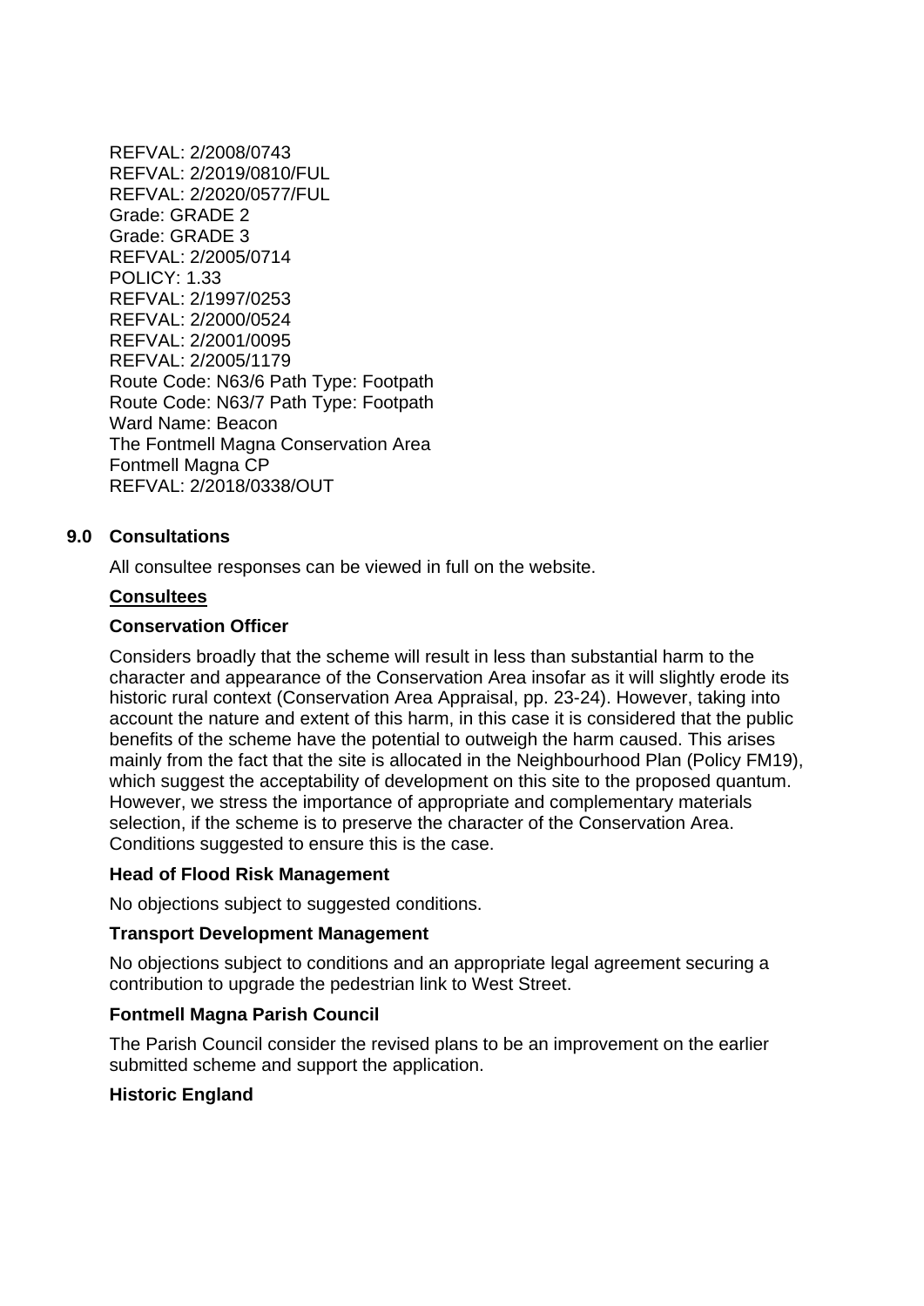REFVAL: 2/2008/0743
REFVAL: 2/2019/0810/FUL
REFVAL: 2/2020/0577/FUL
Grade: GRADE 2
Grade: GRADE 3
REFVAL: 2/2005/0714
POLICY: 1.33
REFVAL: 2/1997/0253
REFVAL: 2/2000/0524
REFVAL: 2/2001/0095
REFVAL: 2/2005/1179
Route Code: N63/6 Path Type: Footpath
Route Code: N63/7 Path Type: Footpath
Ward Name: Beacon
The Fontmell Magna Conservation Area
Fontmell Magna CP
REFVAL: 2/2018/0338/OUT

## 9.0 Consultations

All consultee responses can be viewed in full on the website.

**Consultees**

**Conservation Officer**

Considers broadly that the scheme will result in less than substantial harm to the character and appearance of the Conservation Area insofar as it will slightly erode its historic rural context (Conservation Area Appraisal, pp. 23-24). However, taking into account the nature and extent of this harm, in this case it is considered that the public benefits of the scheme have the potential to outweigh the harm caused. This arises mainly from the fact that the site is allocated in the Neighbourhood Plan (Policy FM19), which suggest the acceptability of development on this site to the proposed quantum. However, we stress the importance of appropriate and complementary materials selection, if the scheme is to preserve the character of the Conservation Area. Conditions suggested to ensure this is the case.

**Head of Flood Risk Management**

No objections subject to suggested conditions.

**Transport Development Management**

No objections subject to conditions and an appropriate legal agreement securing a contribution to upgrade the pedestrian link to West Street.

**Fontmell Magna Parish Council**

The Parish Council consider the revised plans to be an improvement on the earlier submitted scheme and support the application.

**Historic England**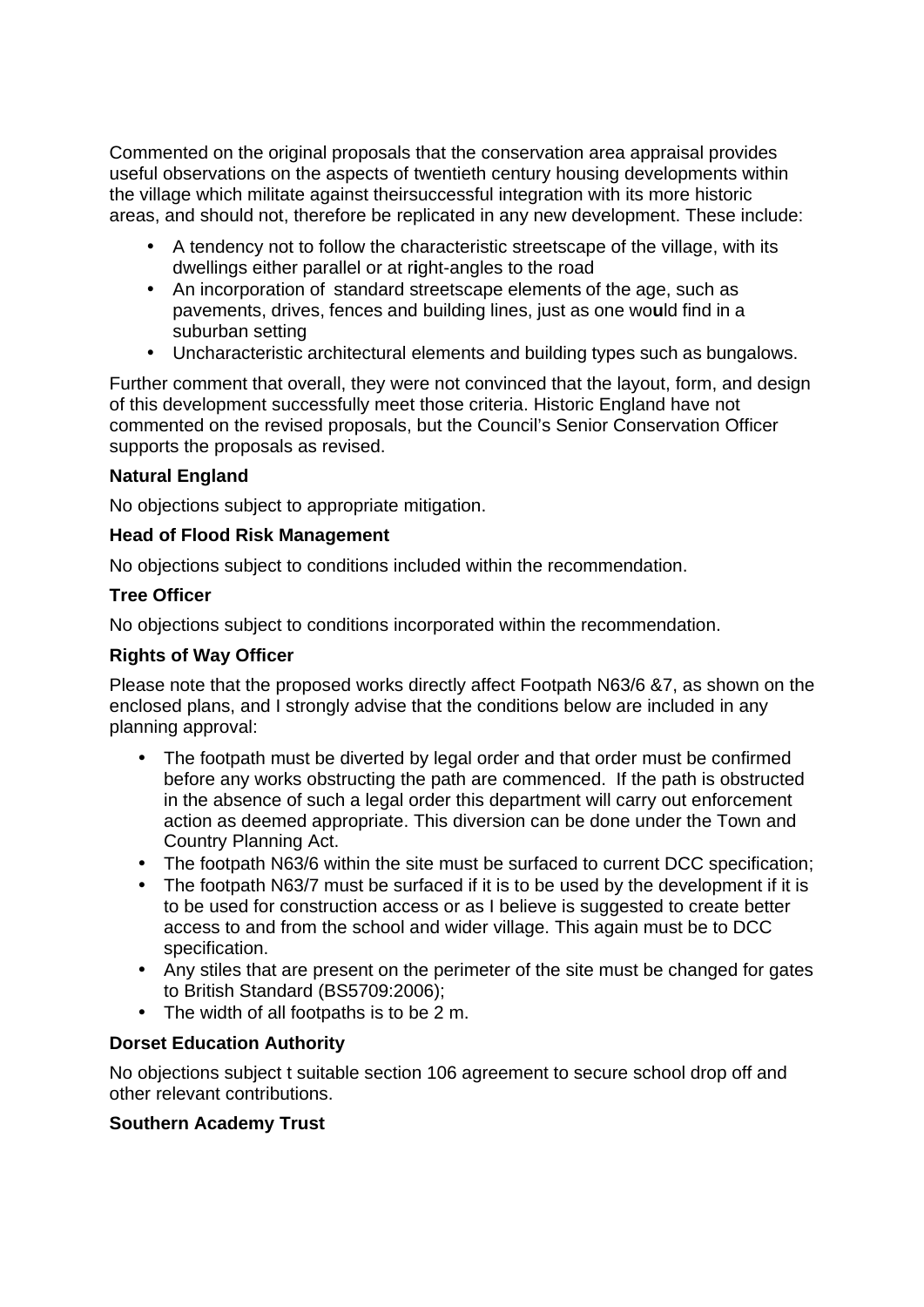Commented on the original proposals that the conservation area appraisal provides useful observations on the aspects of twentieth century housing developments within the village which militate against theirsuccessful integration with its more historic areas, and should not, therefore be replicated in any new development. These include:

- A tendency not to follow the characteristic streetscape of the village, with its dwellings either parallel or at right-angles to the road
- An incorporation of standard streetscape elements of the age, such as pavements, drives, fences and building lines, just as one would find in a suburban setting
- Uncharacteristic architectural elements and building types such as bungalows.

Further comment that overall, they were not convinced that the layout, form, and design of this development successfully meet those criteria. Historic England have not commented on the revised proposals, but the Council's Senior Conservation Officer supports the proposals as revised.

**Natural England**

No objections subject to appropriate mitigation.

**Head of Flood Risk Management**

No objections subject to conditions included within the recommendation.

**Tree Officer**

No objections subject to conditions incorporated within the recommendation.

**Rights of Way Officer**

Please note that the proposed works directly affect Footpath N63/6 &7, as shown on the enclosed plans, and I strongly advise that the conditions below are included in any planning approval:

- The footpath must be diverted by legal order and that order must be confirmed before any works obstructing the path are commenced. If the path is obstructed in the absence of such a legal order this department will carry out enforcement action as deemed appropriate. This diversion can be done under the Town and Country Planning Act.
- The footpath N63/6 within the site must be surfaced to current DCC specification;
- The footpath N63/7 must be surfaced if it is to be used by the development if it is to be used for construction access or as I believe is suggested to create better access to and from the school and wider village. This again must be to DCC specification.
- Any stiles that are present on the perimeter of the site must be changed for gates to British Standard (BS5709:2006);
- The width of all footpaths is to be 2 m.

**Dorset Education Authority**

No objections subject t suitable section 106 agreement to secure school drop off and other relevant contributions.

**Southern Academy Trust**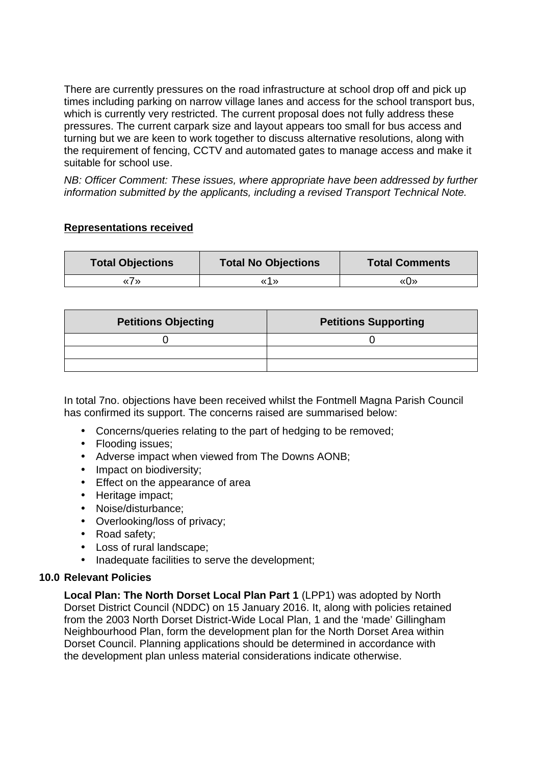There are currently pressures on the road infrastructure at school drop off and pick up times including parking on narrow village lanes and access for the school transport bus, which is currently very restricted. The current proposal does not fully address these pressures. The current carpark size and layout appears too small for bus access and turning but we are keen to work together to discuss alternative resolutions, along with the requirement of fencing, CCTV and automated gates to manage access and make it suitable for school use.

*NB: Officer Comment: These issues, where appropriate have been addressed by further information submitted by the applicants, including a revised Transport Technical Note.*

**Representations received**

| Total Objections | Total No Objections | Total Comments |
|---|---|---|
| «7» | «1» | «0» |

| Petitions Objecting | Petitions Supporting |
|---|---|
| 0 | 0 |
| | |
| | |

In total 7no. objections have been received whilst the Fontmell Magna Parish Council has confirmed its support. The concerns raised are summarised below:

- Concerns/queries relating to the part of hedging to be removed;
- Flooding issues;
- Adverse impact when viewed from The Downs AONB;
- Impact on biodiversity;
- Effect on the appearance of area
- Heritage impact;
- Noise/disturbance;
- Overlooking/loss of privacy;
- Road safety;
- Loss of rural landscape;
- Inadequate facilities to serve the development;

## 10.0 Relevant Policies

**Local Plan: The North Dorset Local Plan Part 1** (LPP1) was adopted by North Dorset District Council (NDDC) on 15 January 2016. It, along with policies retained from the 2003 North Dorset District-Wide Local Plan, 1 and the 'made' Gillingham Neighbourhood Plan, form the development plan for the North Dorset Area within Dorset Council. Planning applications should be determined in accordance with the development plan unless material considerations indicate otherwise.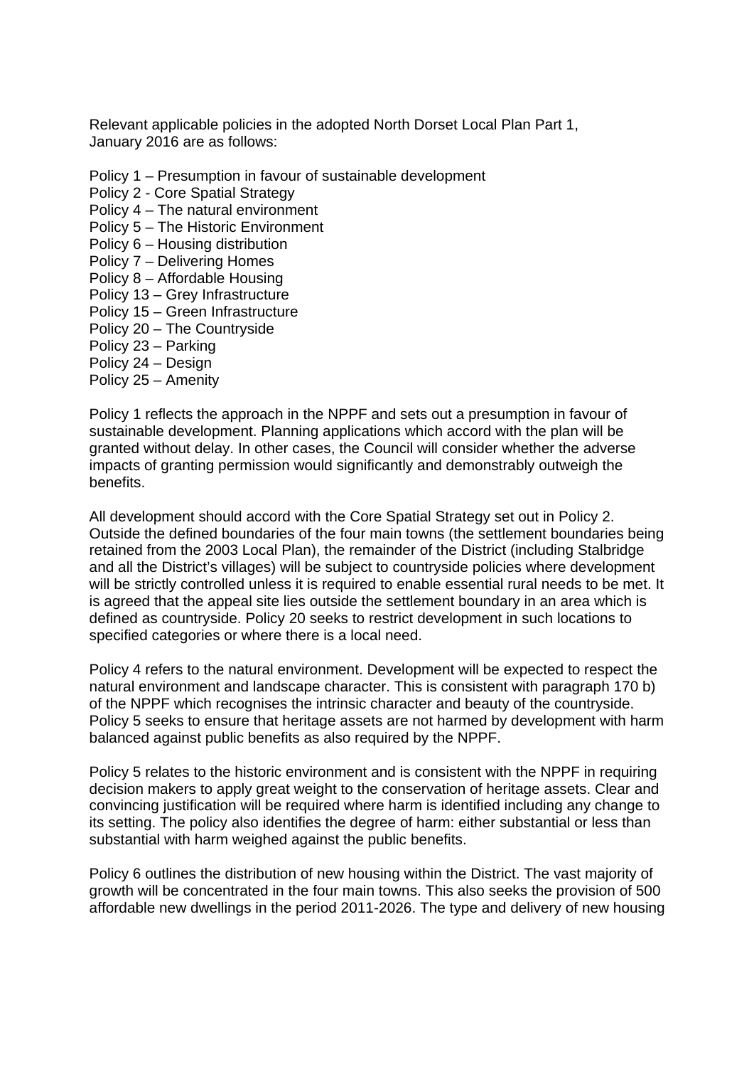Relevant applicable policies in the adopted North Dorset Local Plan Part 1, January 2016 are as follows:

Policy 1 – Presumption in favour of sustainable development
Policy 2 - Core Spatial Strategy
Policy 4 – The natural environment
Policy 5 – The Historic Environment
Policy 6 – Housing distribution
Policy 7 – Delivering Homes
Policy 8 – Affordable Housing
Policy 13 – Grey Infrastructure
Policy 15 – Green Infrastructure
Policy 20 – The Countryside
Policy 23 – Parking
Policy 24 – Design
Policy 25 – Amenity

Policy 1 reflects the approach in the NPPF and sets out a presumption in favour of sustainable development. Planning applications which accord with the plan will be granted without delay. In other cases, the Council will consider whether the adverse impacts of granting permission would significantly and demonstrably outweigh the benefits.

All development should accord with the Core Spatial Strategy set out in Policy 2. Outside the defined boundaries of the four main towns (the settlement boundaries being retained from the 2003 Local Plan), the remainder of the District (including Stalbridge and all the District's villages) will be subject to countryside policies where development will be strictly controlled unless it is required to enable essential rural needs to be met. It is agreed that the appeal site lies outside the settlement boundary in an area which is defined as countryside. Policy 20 seeks to restrict development in such locations to specified categories or where there is a local need.

Policy 4 refers to the natural environment. Development will be expected to respect the natural environment and landscape character. This is consistent with paragraph 170 b) of the NPPF which recognises the intrinsic character and beauty of the countryside. Policy 5 seeks to ensure that heritage assets are not harmed by development with harm balanced against public benefits as also required by the NPPF.

Policy 5 relates to the historic environment and is consistent with the NPPF in requiring decision makers to apply great weight to the conservation of heritage assets. Clear and convincing justification will be required where harm is identified including any change to its setting. The policy also identifies the degree of harm: either substantial or less than substantial with harm weighed against the public benefits.

Policy 6 outlines the distribution of new housing within the District. The vast majority of growth will be concentrated in the four main towns. This also seeks the provision of 500 affordable new dwellings in the period 2011-2026. The type and delivery of new housing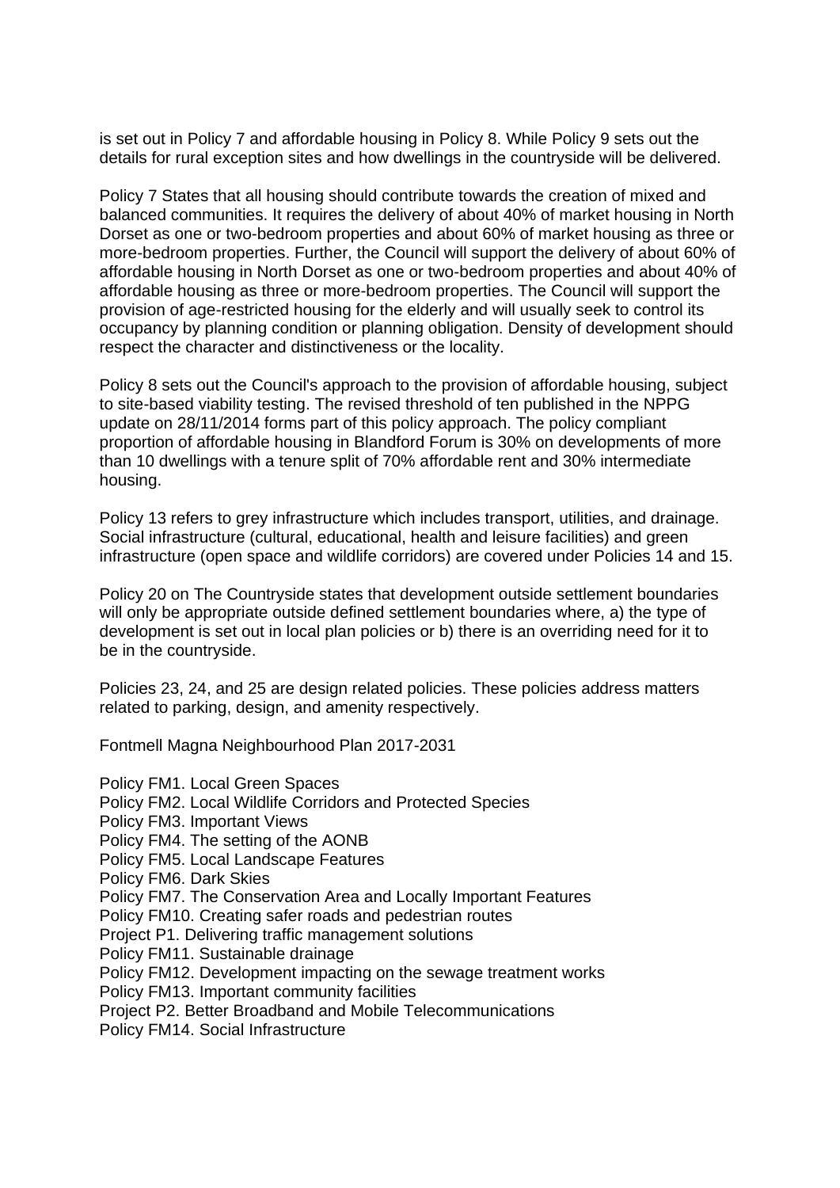is set out in Policy 7 and affordable housing in Policy 8. While Policy 9 sets out the details for rural exception sites and how dwellings in the countryside will be delivered.

Policy 7 States that all housing should contribute towards the creation of mixed and balanced communities. It requires the delivery of about 40% of market housing in North Dorset as one or two-bedroom properties and about 60% of market housing as three or more-bedroom properties. Further, the Council will support the delivery of about 60% of affordable housing in North Dorset as one or two-bedroom properties and about 40% of affordable housing as three or more-bedroom properties. The Council will support the provision of age-restricted housing for the elderly and will usually seek to control its occupancy by planning condition or planning obligation. Density of development should respect the character and distinctiveness or the locality.

Policy 8 sets out the Council's approach to the provision of affordable housing, subject to site-based viability testing. The revised threshold of ten published in the NPPG update on 28/11/2014 forms part of this policy approach. The policy compliant proportion of affordable housing in Blandford Forum is 30% on developments of more than 10 dwellings with a tenure split of 70% affordable rent and 30% intermediate housing.

Policy 13 refers to grey infrastructure which includes transport, utilities, and drainage. Social infrastructure (cultural, educational, health and leisure facilities) and green infrastructure (open space and wildlife corridors) are covered under Policies 14 and 15.

Policy 20 on The Countryside states that development outside settlement boundaries will only be appropriate outside defined settlement boundaries where, a) the type of development is set out in local plan policies or b) there is an overriding need for it to be in the countryside.

Policies 23, 24, and 25 are design related policies. These policies address matters related to parking, design, and amenity respectively.

Fontmell Magna Neighbourhood Plan 2017-2031

Policy FM1. Local Green Spaces
Policy FM2. Local Wildlife Corridors and Protected Species
Policy FM3. Important Views
Policy FM4. The setting of the AONB
Policy FM5. Local Landscape Features
Policy FM6. Dark Skies
Policy FM7. The Conservation Area and Locally Important Features
Policy FM10. Creating safer roads and pedestrian routes
Project P1. Delivering traffic management solutions
Policy FM11. Sustainable drainage
Policy FM12. Development impacting on the sewage treatment works
Policy FM13. Important community facilities
Project P2. Better Broadband and Mobile Telecommunications
Policy FM14. Social Infrastructure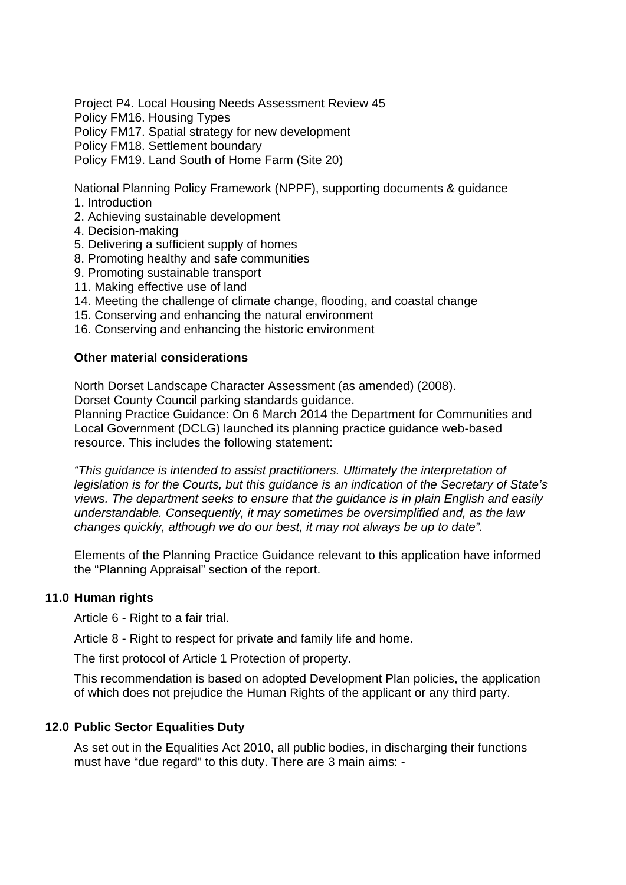Project P4. Local Housing Needs Assessment Review 45
Policy FM16. Housing Types
Policy FM17. Spatial strategy for new development
Policy FM18. Settlement boundary
Policy FM19. Land South of Home Farm (Site 20)

National Planning Policy Framework (NPPF), supporting documents & guidance
1. Introduction
2. Achieving sustainable development
4. Decision-making
5. Delivering a sufficient supply of homes
8. Promoting healthy and safe communities
9. Promoting sustainable transport
11. Making effective use of land
14. Meeting the challenge of climate change, flooding, and coastal change
15. Conserving and enhancing the natural environment
16. Conserving and enhancing the historic environment

**Other material considerations**

North Dorset Landscape Character Assessment (as amended) (2008).
Dorset County Council parking standards guidance.
Planning Practice Guidance: On 6 March 2014 the Department for Communities and Local Government (DCLG) launched its planning practice guidance web-based resource. This includes the following statement:

*"This guidance is intended to assist practitioners. Ultimately the interpretation of legislation is for the Courts, but this guidance is an indication of the Secretary of State's views. The department seeks to ensure that the guidance is in plain English and easily understandable. Consequently, it may sometimes be oversimplified and, as the law changes quickly, although we do our best, it may not always be up to date".*

Elements of the Planning Practice Guidance relevant to this application have informed the "Planning Appraisal" section of the report.

## 11.0 Human rights

Article 6 - Right to a fair trial.

Article 8 - Right to respect for private and family life and home.

The first protocol of Article 1 Protection of property.

This recommendation is based on adopted Development Plan policies, the application of which does not prejudice the Human Rights of the applicant or any third party.

## 12.0 Public Sector Equalities Duty

As set out in the Equalities Act 2010, all public bodies, in discharging their functions must have "due regard" to this duty. There are 3 main aims: -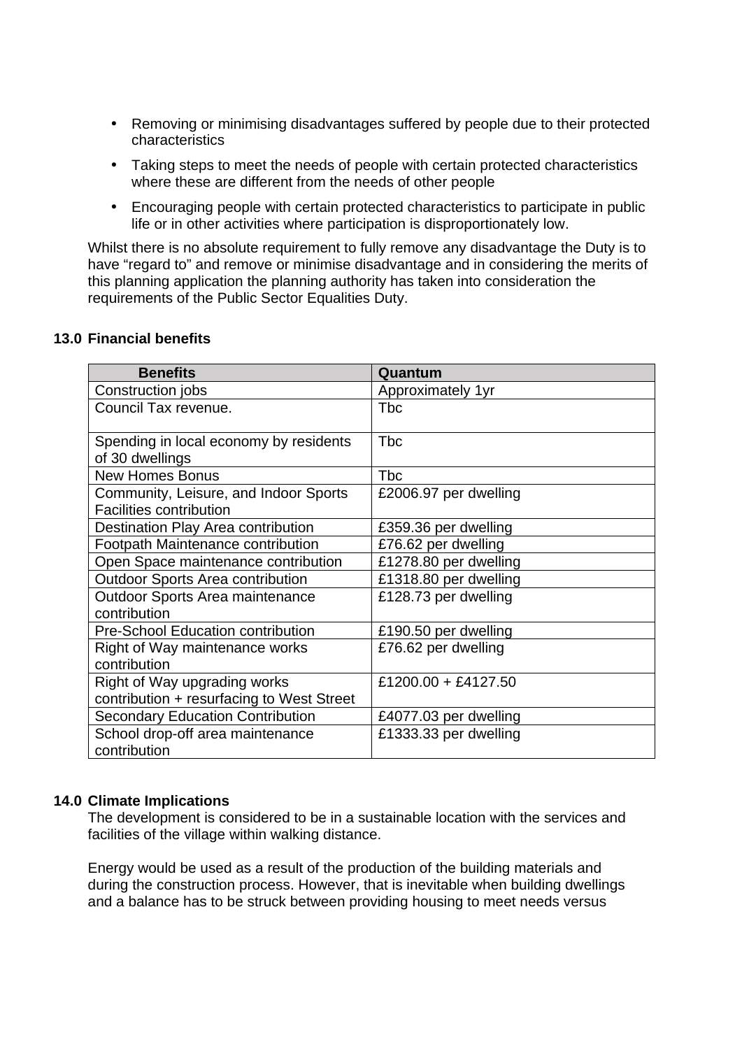- Removing or minimising disadvantages suffered by people due to their protected characteristics
- Taking steps to meet the needs of people with certain protected characteristics where these are different from the needs of other people
- Encouraging people with certain protected characteristics to participate in public life or in other activities where participation is disproportionately low.

Whilst there is no absolute requirement to fully remove any disadvantage the Duty is to have “regard to” and remove or minimise disadvantage and in considering the merits of this planning application the planning authority has taken into consideration the requirements of the Public Sector Equalities Duty.

## 13.0 Financial benefits

| Benefits | Quantum |
|---|---|
| Construction jobs | Approximately 1yr |
| Council Tax revenue. | Tbc |
| Spending in local economy by residents of 30 dwellings | Tbc |
| New Homes Bonus | Tbc |
| Community, Leisure, and Indoor Sports Facilities contribution | £2006.97 per dwelling |
| Destination Play Area contribution | £359.36 per dwelling |
| Footpath Maintenance contribution | £76.62 per dwelling |
| Open Space maintenance contribution | £1278.80 per dwelling |
| Outdoor Sports Area contribution | £1318.80 per dwelling |
| Outdoor Sports Area maintenance contribution | £128.73 per dwelling |
| Pre-School Education contribution | £190.50 per dwelling |
| Right of Way maintenance works contribution | £76.62 per dwelling |
| Right of Way upgrading works contribution + resurfacing to West Street | £1200.00 + £4127.50 |
| Secondary Education Contribution | £4077.03 per dwelling |
| School drop-off area maintenance contribution | £1333.33 per dwelling |

## 14.0 Climate Implications

The development is considered to be in a sustainable location with the services and facilities of the village within walking distance.

Energy would be used as a result of the production of the building materials and during the construction process. However, that is inevitable when building dwellings and a balance has to be struck between providing housing to meet needs versus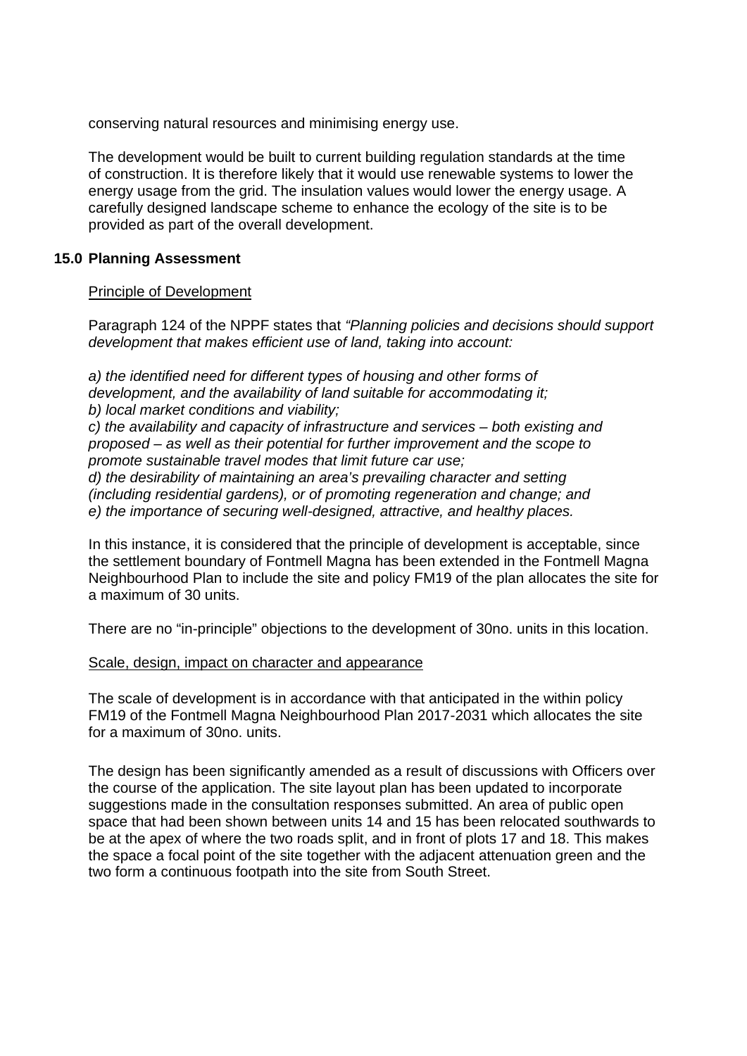conserving natural resources and minimising energy use.

The development would be built to current building regulation standards at the time of construction. It is therefore likely that it would use renewable systems to lower the energy usage from the grid. The insulation values would lower the energy usage. A carefully designed landscape scheme to enhance the ecology of the site is to be provided as part of the overall development.

## 15.0 Planning Assessment

Principle of Development

Paragraph 124 of the NPPF states that *"Planning policies and decisions should support development that makes efficient use of land, taking into account:*

*a) the identified need for different types of housing and other forms of development, and the availability of land suitable for accommodating it;*
*b) local market conditions and viability;*
*c) the availability and capacity of infrastructure and services – both existing and proposed – as well as their potential for further improvement and the scope to promote sustainable travel modes that limit future car use;*
*d) the desirability of maintaining an area's prevailing character and setting (including residential gardens), or of promoting regeneration and change; and*
*e) the importance of securing well-designed, attractive, and healthy places.*

In this instance, it is considered that the principle of development is acceptable, since the settlement boundary of Fontmell Magna has been extended in the Fontmell Magna Neighbourhood Plan to include the site and policy FM19 of the plan allocates the site for a maximum of 30 units.

There are no "in-principle" objections to the development of 30no. units in this location.

Scale, design, impact on character and appearance

The scale of development is in accordance with that anticipated in the within policy FM19 of the Fontmell Magna Neighbourhood Plan 2017-2031 which allocates the site for a maximum of 30no. units.

The design has been significantly amended as a result of discussions with Officers over the course of the application. The site layout plan has been updated to incorporate suggestions made in the consultation responses submitted. An area of public open space that had been shown between units 14 and 15 has been relocated southwards to be at the apex of where the two roads split, and in front of plots 17 and 18. This makes the space a focal point of the site together with the adjacent attenuation green and the two form a continuous footpath into the site from South Street.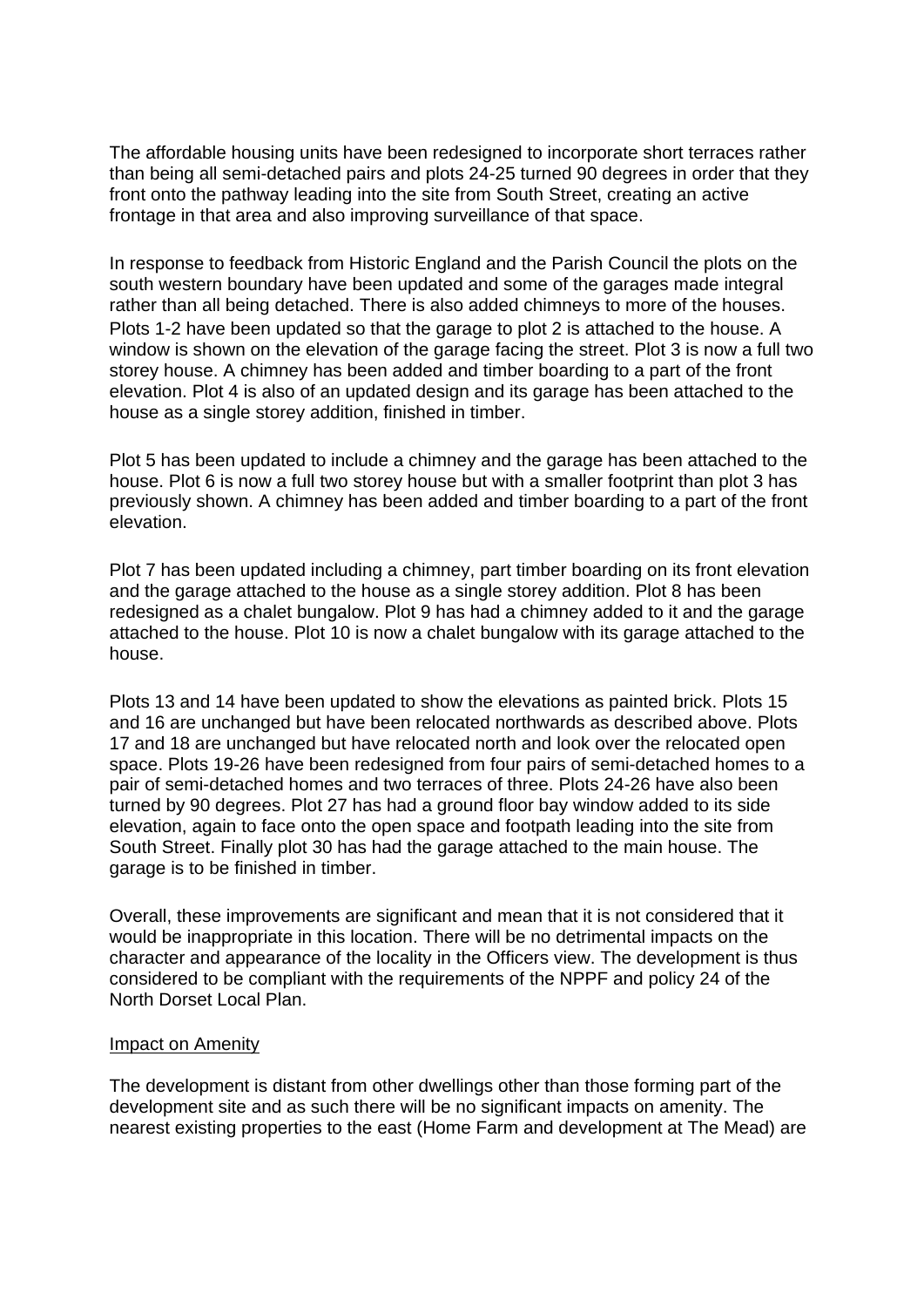The affordable housing units have been redesigned to incorporate short terraces rather than being all semi-detached pairs and plots 24-25 turned 90 degrees in order that they front onto the pathway leading into the site from South Street, creating an active frontage in that area and also improving surveillance of that space.

In response to feedback from Historic England and the Parish Council the plots on the south western boundary have been updated and some of the garages made integral rather than all being detached. There is also added chimneys to more of the houses. Plots 1-2 have been updated so that the garage to plot 2 is attached to the house. A window is shown on the elevation of the garage facing the street. Plot 3 is now a full two storey house. A chimney has been added and timber boarding to a part of the front elevation. Plot 4 is also of an updated design and its garage has been attached to the house as a single storey addition, finished in timber.

Plot 5 has been updated to include a chimney and the garage has been attached to the house. Plot 6 is now a full two storey house but with a smaller footprint than plot 3 has previously shown. A chimney has been added and timber boarding to a part of the front elevation.

Plot 7 has been updated including a chimney, part timber boarding on its front elevation and the garage attached to the house as a single storey addition. Plot 8 has been redesigned as a chalet bungalow. Plot 9 has had a chimney added to it and the garage attached to the house. Plot 10 is now a chalet bungalow with its garage attached to the house.

Plots 13 and 14 have been updated to show the elevations as painted brick. Plots 15 and 16 are unchanged but have been relocated northwards as described above. Plots 17 and 18 are unchanged but have relocated north and look over the relocated open space. Plots 19-26 have been redesigned from four pairs of semi-detached homes to a pair of semi-detached homes and two terraces of three. Plots 24-26 have also been turned by 90 degrees. Plot 27 has had a ground floor bay window added to its side elevation, again to face onto the open space and footpath leading into the site from South Street. Finally plot 30 has had the garage attached to the main house. The garage is to be finished in timber.

Overall, these improvements are significant and mean that it is not considered that it would be inappropriate in this location. There will be no detrimental impacts on the character and appearance of the locality in the Officers view. The development is thus considered to be compliant with the requirements of the NPPF and policy 24 of the North Dorset Local Plan.

<u>Impact on Amenity</u>

The development is distant from other dwellings other than those forming part of the development site and as such there will be no significant impacts on amenity. The nearest existing properties to the east (Home Farm and development at The Mead) are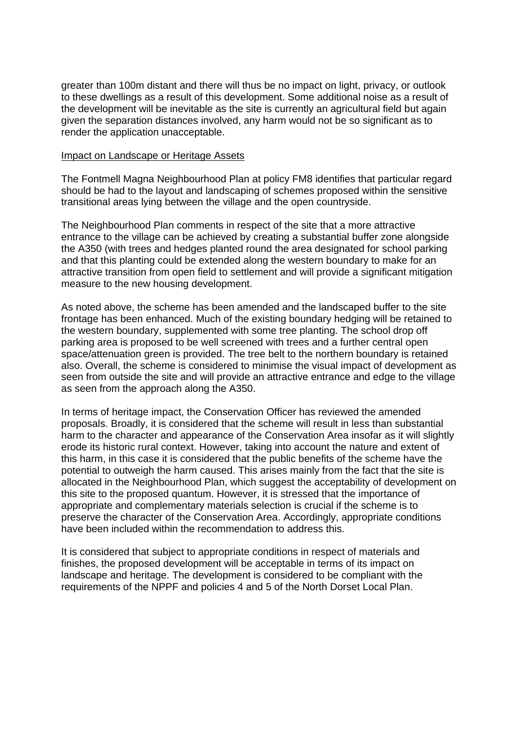greater than 100m distant and there will thus be no impact on light, privacy, or outlook to these dwellings as a result of this development. Some additional noise as a result of the development will be inevitable as the site is currently an agricultural field but again given the separation distances involved, any harm would not be so significant as to render the application unacceptable.

## Impact on Landscape or Heritage Assets

The Fontmell Magna Neighbourhood Plan at policy FM8 identifies that particular regard should be had to the layout and landscaping of schemes proposed within the sensitive transitional areas lying between the village and the open countryside.

The Neighbourhood Plan comments in respect of the site that a more attractive entrance to the village can be achieved by creating a substantial buffer zone alongside the A350 (with trees and hedges planted round the area designated for school parking and that this planting could be extended along the western boundary to make for an attractive transition from open field to settlement and will provide a significant mitigation measure to the new housing development.

As noted above, the scheme has been amended and the landscaped buffer to the site frontage has been enhanced. Much of the existing boundary hedging will be retained to the western boundary, supplemented with some tree planting. The school drop off parking area is proposed to be well screened with trees and a further central open space/attenuation green is provided. The tree belt to the northern boundary is retained also. Overall, the scheme is considered to minimise the visual impact of development as seen from outside the site and will provide an attractive entrance and edge to the village as seen from the approach along the A350.

In terms of heritage impact, the Conservation Officer has reviewed the amended proposals. Broadly, it is considered that the scheme will result in less than substantial harm to the character and appearance of the Conservation Area insofar as it will slightly erode its historic rural context. However, taking into account the nature and extent of this harm, in this case it is considered that the public benefits of the scheme have the potential to outweigh the harm caused. This arises mainly from the fact that the site is allocated in the Neighbourhood Plan, which suggest the acceptability of development on this site to the proposed quantum. However, it is stressed that the importance of appropriate and complementary materials selection is crucial if the scheme is to preserve the character of the Conservation Area. Accordingly, appropriate conditions have been included within the recommendation to address this.

It is considered that subject to appropriate conditions in respect of materials and finishes, the proposed development will be acceptable in terms of its impact on landscape and heritage. The development is considered to be compliant with the requirements of the NPPF and policies 4 and 5 of the North Dorset Local Plan.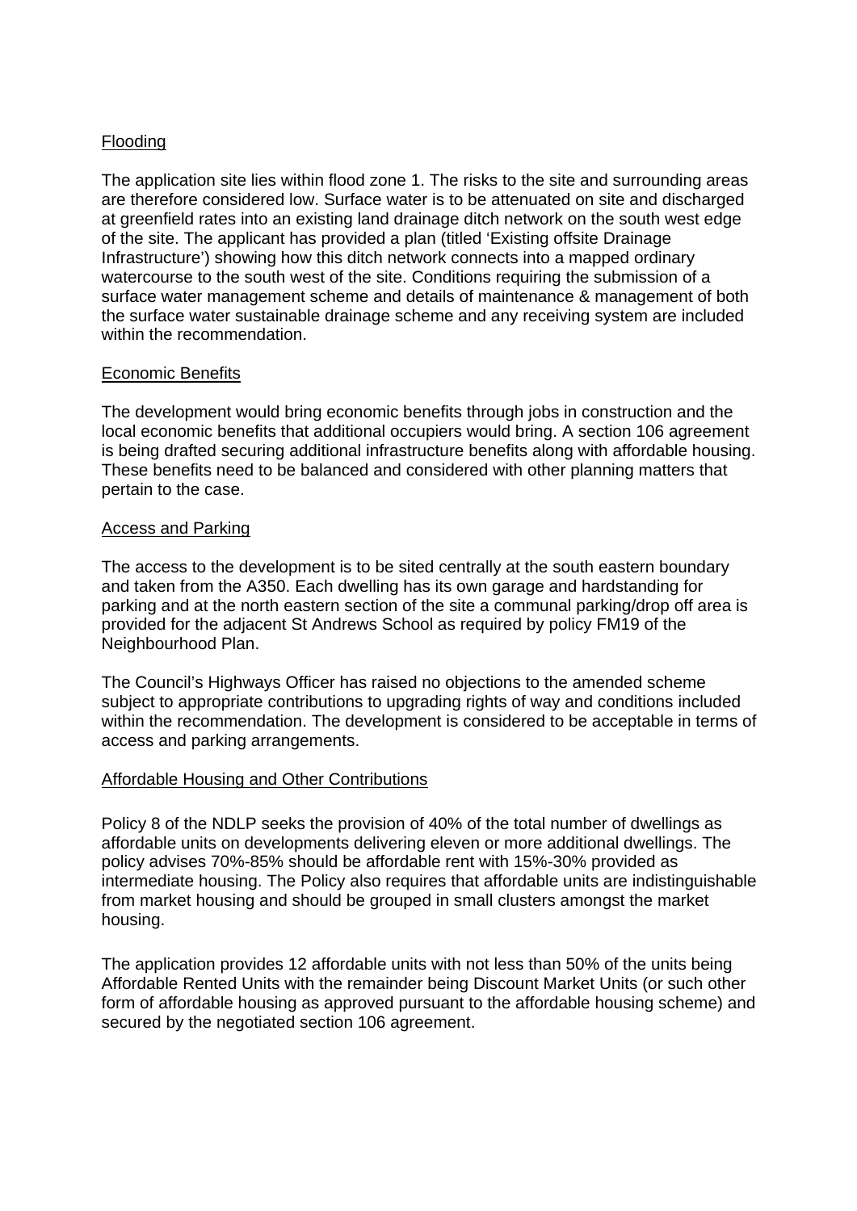<u>Flooding</u>

The application site lies within flood zone 1. The risks to the site and surrounding areas are therefore considered low. Surface water is to be attenuated on site and discharged at greenfield rates into an existing land drainage ditch network on the south west edge of the site. The applicant has provided a plan (titled 'Existing offsite Drainage Infrastructure') showing how this ditch network connects into a mapped ordinary watercourse to the south west of the site. Conditions requiring the submission of a surface water management scheme and details of maintenance & management of both the surface water sustainable drainage scheme and any receiving system are included within the recommendation.

<u>Economic Benefits</u>

The development would bring economic benefits through jobs in construction and the local economic benefits that additional occupiers would bring. A section 106 agreement is being drafted securing additional infrastructure benefits along with affordable housing. These benefits need to be balanced and considered with other planning matters that pertain to the case.

<u>Access and Parking</u>

The access to the development is to be sited centrally at the south eastern boundary and taken from the A350. Each dwelling has its own garage and hardstanding for parking and at the north eastern section of the site a communal parking/drop off area is provided for the adjacent St Andrews School as required by policy FM19 of the Neighbourhood Plan.

The Council's Highways Officer has raised no objections to the amended scheme subject to appropriate contributions to upgrading rights of way and conditions included within the recommendation. The development is considered to be acceptable in terms of access and parking arrangements.

<u>Affordable Housing and Other Contributions</u>

Policy 8 of the NDLP seeks the provision of 40% of the total number of dwellings as affordable units on developments delivering eleven or more additional dwellings. The policy advises 70%-85% should be affordable rent with 15%-30% provided as intermediate housing. The Policy also requires that affordable units are indistinguishable from market housing and should be grouped in small clusters amongst the market housing.

The application provides 12 affordable units with not less than 50% of the units being Affordable Rented Units with the remainder being Discount Market Units (or such other form of affordable housing as approved pursuant to the affordable housing scheme) and secured by the negotiated section 106 agreement.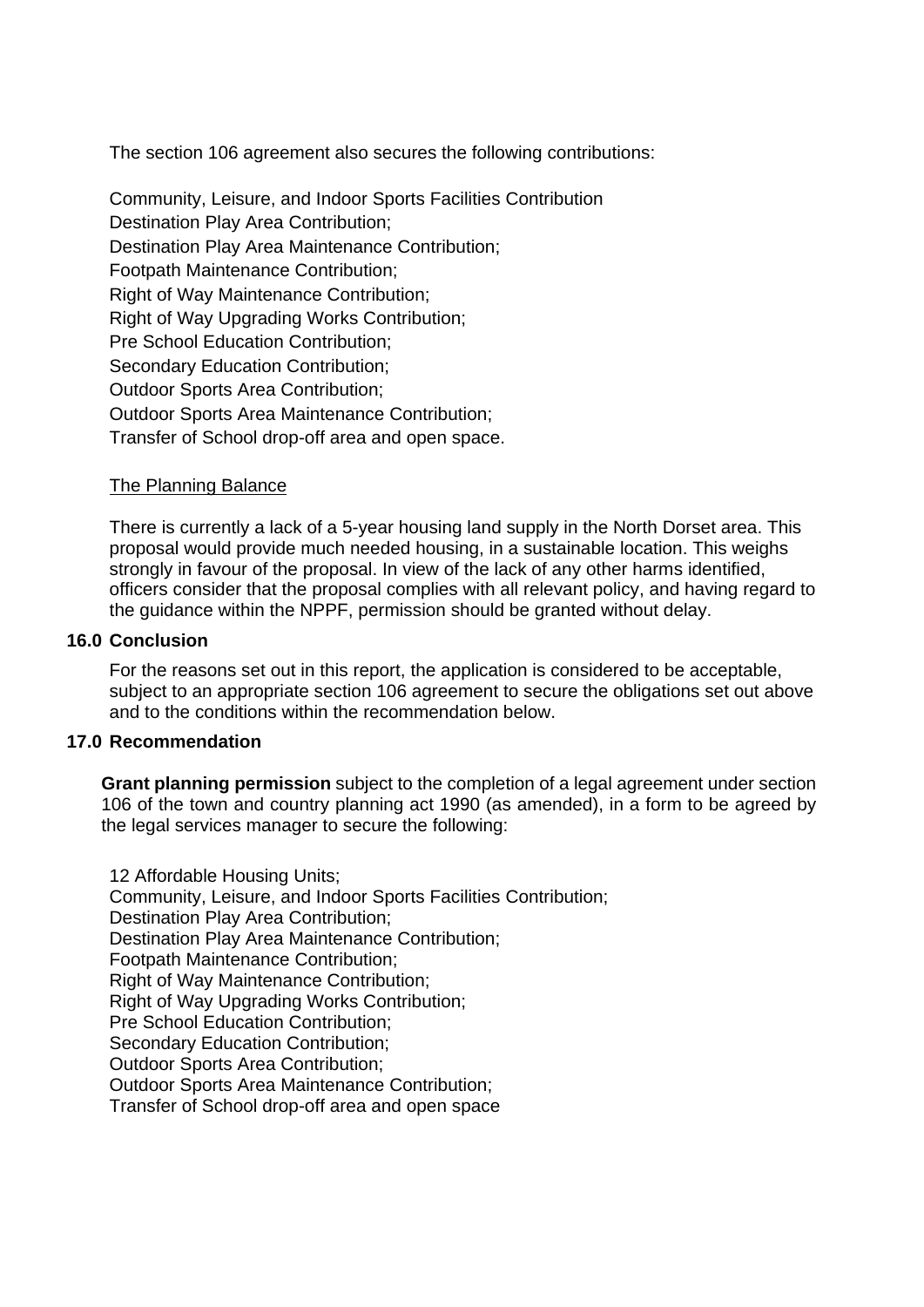The section 106 agreement also secures the following contributions:

Community, Leisure, and Indoor Sports Facilities Contribution
Destination Play Area Contribution;
Destination Play Area Maintenance Contribution;
Footpath Maintenance Contribution;
Right of Way Maintenance Contribution;
Right of Way Upgrading Works Contribution;
Pre School Education Contribution;
Secondary Education Contribution;
Outdoor Sports Area Contribution;
Outdoor Sports Area Maintenance Contribution;
Transfer of School drop-off area and open space.

The Planning Balance

There is currently a lack of a 5-year housing land supply in the North Dorset area. This proposal would provide much needed housing, in a sustainable location. This weighs strongly in favour of the proposal. In view of the lack of any other harms identified, officers consider that the proposal complies with all relevant policy, and having regard to the guidance within the NPPF, permission should be granted without delay.

## 16.0 Conclusion

For the reasons set out in this report, the application is considered to be acceptable, subject to an appropriate section 106 agreement to secure the obligations set out above and to the conditions within the recommendation below.

## 17.0 Recommendation

**Grant planning permission** subject to the completion of a legal agreement under section 106 of the town and country planning act 1990 (as amended), in a form to be agreed by the legal services manager to secure the following:

12 Affordable Housing Units;
Community, Leisure, and Indoor Sports Facilities Contribution;
Destination Play Area Contribution;
Destination Play Area Maintenance Contribution;
Footpath Maintenance Contribution;
Right of Way Maintenance Contribution;
Right of Way Upgrading Works Contribution;
Pre School Education Contribution;
Secondary Education Contribution;
Outdoor Sports Area Contribution;
Outdoor Sports Area Maintenance Contribution;
Transfer of School drop-off area and open space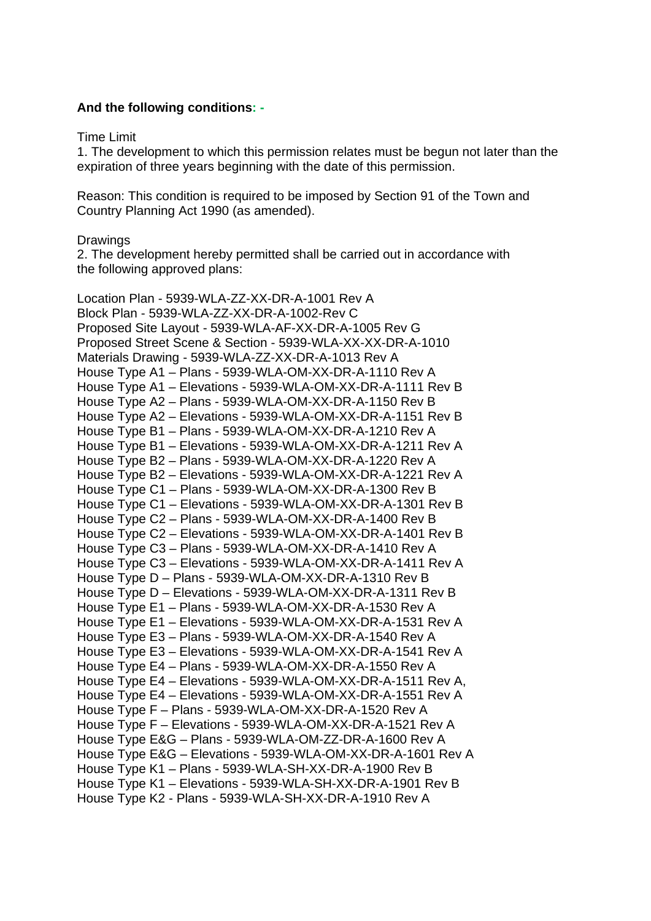**And the following conditions: -**

Time Limit
1. The development to which this permission relates must be begun not later than the expiration of three years beginning with the date of this permission.

Reason: This condition is required to be imposed by Section 91 of the Town and Country Planning Act 1990 (as amended).

Drawings
2. The development hereby permitted shall be carried out in accordance with the following approved plans:

Location Plan - 5939-WLA-ZZ-XX-DR-A-1001 Rev A
Block Plan - 5939-WLA-ZZ-XX-DR-A-1002-Rev C
Proposed Site Layout - 5939-WLA-AF-XX-DR-A-1005 Rev G
Proposed Street Scene & Section - 5939-WLA-XX-XX-DR-A-1010
Materials Drawing - 5939-WLA-ZZ-XX-DR-A-1013 Rev A
House Type A1 – Plans - 5939-WLA-OM-XX-DR-A-1110 Rev A
House Type A1 – Elevations - 5939-WLA-OM-XX-DR-A-1111 Rev B
House Type A2 – Plans - 5939-WLA-OM-XX-DR-A-1150 Rev B
House Type A2 – Elevations - 5939-WLA-OM-XX-DR-A-1151 Rev B
House Type B1 – Plans - 5939-WLA-OM-XX-DR-A-1210 Rev A
House Type B1 – Elevations - 5939-WLA-OM-XX-DR-A-1211 Rev A
House Type B2 – Plans - 5939-WLA-OM-XX-DR-A-1220 Rev A
House Type B2 – Elevations - 5939-WLA-OM-XX-DR-A-1221 Rev A
House Type C1 – Plans - 5939-WLA-OM-XX-DR-A-1300 Rev B
House Type C1 – Elevations - 5939-WLA-OM-XX-DR-A-1301 Rev B
House Type C2 – Plans - 5939-WLA-OM-XX-DR-A-1400 Rev B
House Type C2 – Elevations - 5939-WLA-OM-XX-DR-A-1401 Rev B
House Type C3 – Plans - 5939-WLA-OM-XX-DR-A-1410 Rev A
House Type C3 – Elevations - 5939-WLA-OM-XX-DR-A-1411 Rev A
House Type D – Plans - 5939-WLA-OM-XX-DR-A-1310 Rev B
House Type D – Elevations - 5939-WLA-OM-XX-DR-A-1311 Rev B
House Type E1 – Plans - 5939-WLA-OM-XX-DR-A-1530 Rev A
House Type E1 – Elevations - 5939-WLA-OM-XX-DR-A-1531 Rev A
House Type E3 – Plans - 5939-WLA-OM-XX-DR-A-1540 Rev A
House Type E3 – Elevations - 5939-WLA-OM-XX-DR-A-1541 Rev A
House Type E4 – Plans - 5939-WLA-OM-XX-DR-A-1550 Rev A
House Type E4 – Elevations - 5939-WLA-OM-XX-DR-A-1511 Rev A,
House Type E4 – Elevations - 5939-WLA-OM-XX-DR-A-1551 Rev A
House Type F – Plans - 5939-WLA-OM-XX-DR-A-1520 Rev A
House Type F – Elevations - 5939-WLA-OM-XX-DR-A-1521 Rev A
House Type E&G – Plans - 5939-WLA-OM-ZZ-DR-A-1600 Rev A
House Type E&G – Elevations - 5939-WLA-OM-XX-DR-A-1601 Rev A
House Type K1 – Plans - 5939-WLA-SH-XX-DR-A-1900 Rev B
House Type K1 – Elevations - 5939-WLA-SH-XX-DR-A-1901 Rev B
House Type K2 - Plans - 5939-WLA-SH-XX-DR-A-1910 Rev A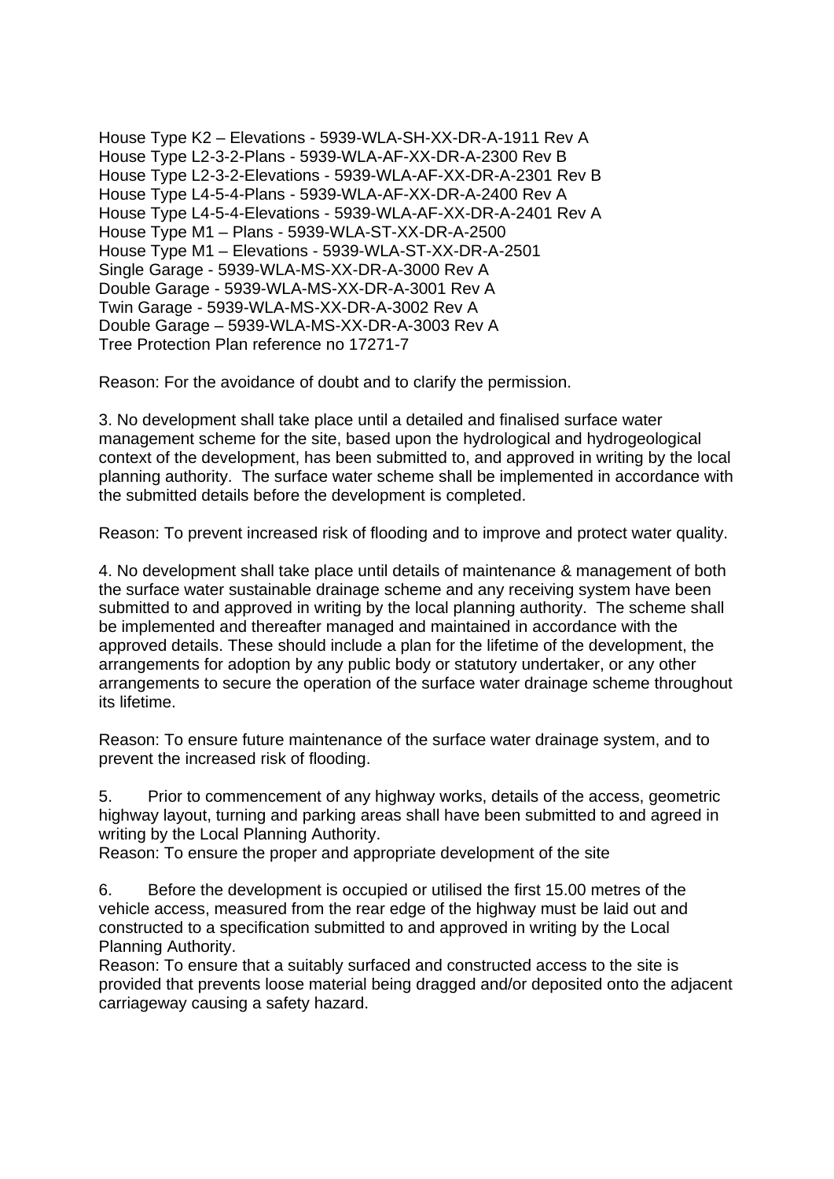House Type K2 – Elevations - 5939-WLA-SH-XX-DR-A-1911 Rev A
House Type L2-3-2-Plans - 5939-WLA-AF-XX-DR-A-2300 Rev B
House Type L2-3-2-Elevations - 5939-WLA-AF-XX-DR-A-2301 Rev B
House Type L4-5-4-Plans - 5939-WLA-AF-XX-DR-A-2400 Rev A
House Type L4-5-4-Elevations - 5939-WLA-AF-XX-DR-A-2401 Rev A
House Type M1 – Plans - 5939-WLA-ST-XX-DR-A-2500
House Type M1 – Elevations - 5939-WLA-ST-XX-DR-A-2501
Single Garage - 5939-WLA-MS-XX-DR-A-3000 Rev A
Double Garage - 5939-WLA-MS-XX-DR-A-3001 Rev A
Twin Garage - 5939-WLA-MS-XX-DR-A-3002 Rev A
Double Garage – 5939-WLA-MS-XX-DR-A-3003 Rev A
Tree Protection Plan reference no 17271-7

Reason: For the avoidance of doubt and to clarify the permission.

3. No development shall take place until a detailed and finalised surface water management scheme for the site, based upon the hydrological and hydrogeological context of the development, has been submitted to, and approved in writing by the local planning authority. The surface water scheme shall be implemented in accordance with the submitted details before the development is completed.

Reason: To prevent increased risk of flooding and to improve and protect water quality.

4. No development shall take place until details of maintenance & management of both the surface water sustainable drainage scheme and any receiving system have been submitted to and approved in writing by the local planning authority. The scheme shall be implemented and thereafter managed and maintained in accordance with the approved details. These should include a plan for the lifetime of the development, the arrangements for adoption by any public body or statutory undertaker, or any other arrangements to secure the operation of the surface water drainage scheme throughout its lifetime.

Reason: To ensure future maintenance of the surface water drainage system, and to prevent the increased risk of flooding.

5. Prior to commencement of any highway works, details of the access, geometric highway layout, turning and parking areas shall have been submitted to and agreed in writing by the Local Planning Authority.
Reason: To ensure the proper and appropriate development of the site

6. Before the development is occupied or utilised the first 15.00 metres of the vehicle access, measured from the rear edge of the highway must be laid out and constructed to a specification submitted to and approved in writing by the Local Planning Authority.
Reason: To ensure that a suitably surfaced and constructed access to the site is provided that prevents loose material being dragged and/or deposited onto the adjacent carriageway causing a safety hazard.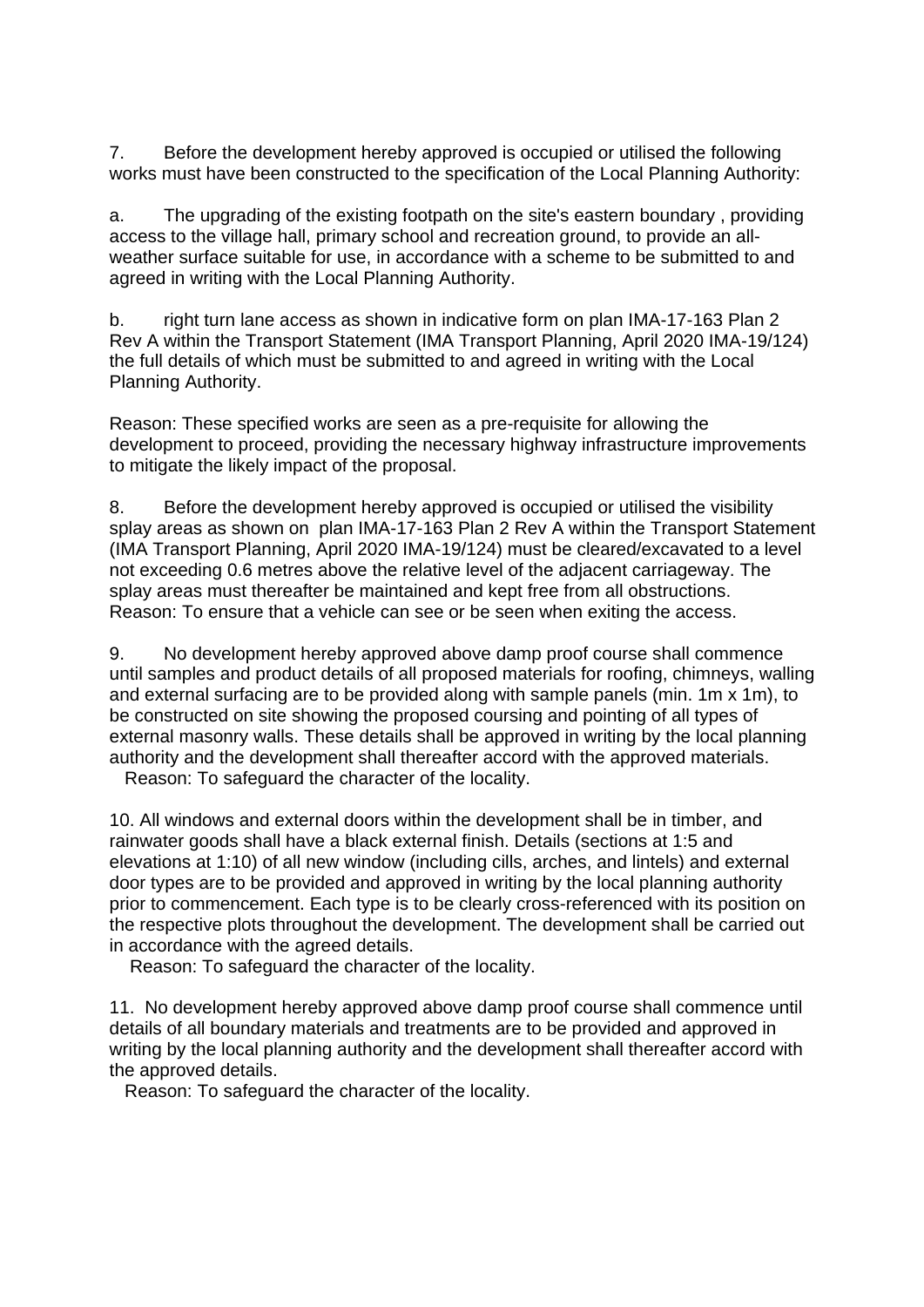7. Before the development hereby approved is occupied or utilised the following works must have been constructed to the specification of the Local Planning Authority:

a. The upgrading of the existing footpath on the site's eastern boundary , providing access to the village hall, primary school and recreation ground, to provide an all-weather surface suitable for use, in accordance with a scheme to be submitted to and agreed in writing with the Local Planning Authority.

b. right turn lane access as shown in indicative form on plan IMA-17-163 Plan 2 Rev A within the Transport Statement (IMA Transport Planning, April 2020 IMA-19/124) the full details of which must be submitted to and agreed in writing with the Local Planning Authority.

Reason: These specified works are seen as a pre-requisite for allowing the development to proceed, providing the necessary highway infrastructure improvements to mitigate the likely impact of the proposal.

8. Before the development hereby approved is occupied or utilised the visibility splay areas as shown on plan IMA-17-163 Plan 2 Rev A within the Transport Statement (IMA Transport Planning, April 2020 IMA-19/124) must be cleared/excavated to a level not exceeding 0.6 metres above the relative level of the adjacent carriageway. The splay areas must thereafter be maintained and kept free from all obstructions.
Reason: To ensure that a vehicle can see or be seen when exiting the access.

9. No development hereby approved above damp proof course shall commence until samples and product details of all proposed materials for roofing, chimneys, walling and external surfacing are to be provided along with sample panels (min. 1m x 1m), to be constructed on site showing the proposed coursing and pointing of all types of external masonry walls. These details shall be approved in writing by the local planning authority and the development shall thereafter accord with the approved materials.
Reason: To safeguard the character of the locality.

10. All windows and external doors within the development shall be in timber, and rainwater goods shall have a black external finish. Details (sections at 1:5 and elevations at 1:10) of all new window (including cills, arches, and lintels) and external door types are to be provided and approved in writing by the local planning authority prior to commencement. Each type is to be clearly cross-referenced with its position on the respective plots throughout the development. The development shall be carried out in accordance with the agreed details.
Reason: To safeguard the character of the locality.

11. No development hereby approved above damp proof course shall commence until details of all boundary materials and treatments are to be provided and approved in writing by the local planning authority and the development shall thereafter accord with the approved details.
Reason: To safeguard the character of the locality.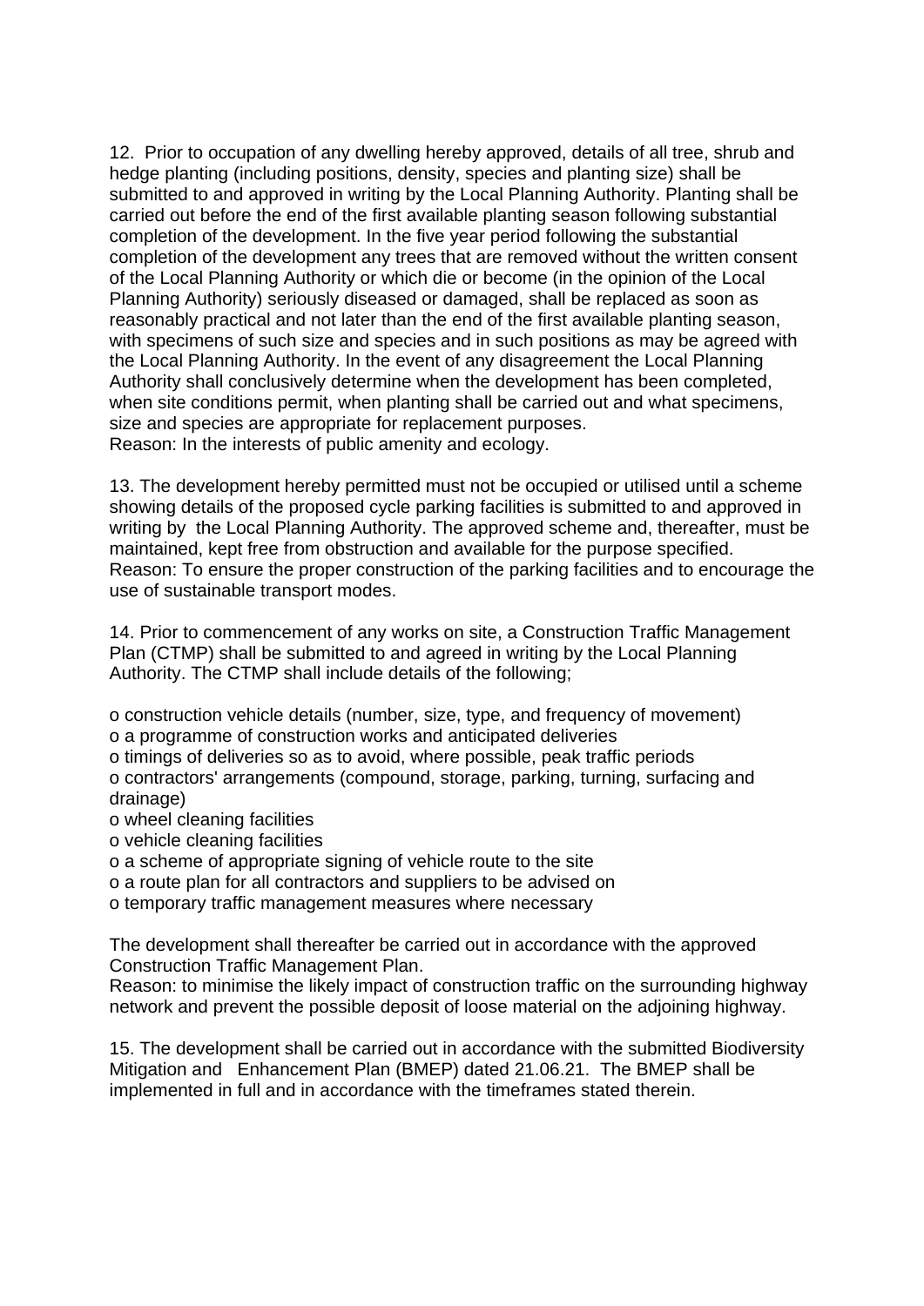12. Prior to occupation of any dwelling hereby approved, details of all tree, shrub and hedge planting (including positions, density, species and planting size) shall be submitted to and approved in writing by the Local Planning Authority. Planting shall be carried out before the end of the first available planting season following substantial completion of the development. In the five year period following the substantial completion of the development any trees that are removed without the written consent of the Local Planning Authority or which die or become (in the opinion of the Local Planning Authority) seriously diseased or damaged, shall be replaced as soon as reasonably practical and not later than the end of the first available planting season, with specimens of such size and species and in such positions as may be agreed with the Local Planning Authority. In the event of any disagreement the Local Planning Authority shall conclusively determine when the development has been completed, when site conditions permit, when planting shall be carried out and what specimens, size and species are appropriate for replacement purposes.
Reason: In the interests of public amenity and ecology.

13. The development hereby permitted must not be occupied or utilised until a scheme showing details of the proposed cycle parking facilities is submitted to and approved in writing by the Local Planning Authority. The approved scheme and, thereafter, must be maintained, kept free from obstruction and available for the purpose specified.
Reason: To ensure the proper construction of the parking facilities and to encourage the use of sustainable transport modes.

14. Prior to commencement of any works on site, a Construction Traffic Management Plan (CTMP) shall be submitted to and agreed in writing by the Local Planning Authority. The CTMP shall include details of the following;

o construction vehicle details (number, size, type, and frequency of movement)
o a programme of construction works and anticipated deliveries
o timings of deliveries so as to avoid, where possible, peak traffic periods
o contractors' arrangements (compound, storage, parking, turning, surfacing and drainage)
o wheel cleaning facilities
o vehicle cleaning facilities
o a scheme of appropriate signing of vehicle route to the site
o a route plan for all contractors and suppliers to be advised on
o temporary traffic management measures where necessary

The development shall thereafter be carried out in accordance with the approved Construction Traffic Management Plan.
Reason: to minimise the likely impact of construction traffic on the surrounding highway network and prevent the possible deposit of loose material on the adjoining highway.

15. The development shall be carried out in accordance with the submitted Biodiversity Mitigation and Enhancement Plan (BMEP) dated 21.06.21. The BMEP shall be implemented in full and in accordance with the timeframes stated therein.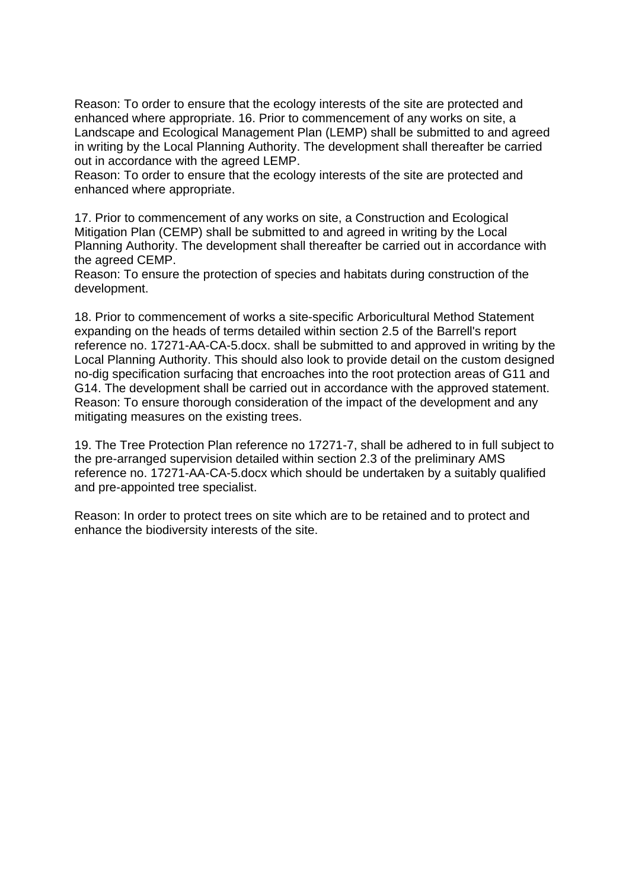Reason: To order to ensure that the ecology interests of the site are protected and enhanced where appropriate. 16. Prior to commencement of any works on site, a Landscape and Ecological Management Plan (LEMP) shall be submitted to and agreed in writing by the Local Planning Authority. The development shall thereafter be carried out in accordance with the agreed LEMP.
Reason: To order to ensure that the ecology interests of the site are protected and enhanced where appropriate.

17. Prior to commencement of any works on site, a Construction and Ecological Mitigation Plan (CEMP) shall be submitted to and agreed in writing by the Local Planning Authority. The development shall thereafter be carried out in accordance with the agreed CEMP.
Reason: To ensure the protection of species and habitats during construction of the development.

18. Prior to commencement of works a site-specific Arboricultural Method Statement expanding on the heads of terms detailed within section 2.5 of the Barrell's report reference no. 17271-AA-CA-5.docx. shall be submitted to and approved in writing by the Local Planning Authority. This should also look to provide detail on the custom designed no-dig specification surfacing that encroaches into the root protection areas of G11 and G14. The development shall be carried out in accordance with the approved statement.
Reason: To ensure thorough consideration of the impact of the development and any mitigating measures on the existing trees.

19. The Tree Protection Plan reference no 17271-7, shall be adhered to in full subject to the pre-arranged supervision detailed within section 2.3 of the preliminary AMS reference no. 17271-AA-CA-5.docx which should be undertaken by a suitably qualified and pre-appointed tree specialist.

Reason: In order to protect trees on site which are to be retained and to protect and enhance the biodiversity interests of the site.